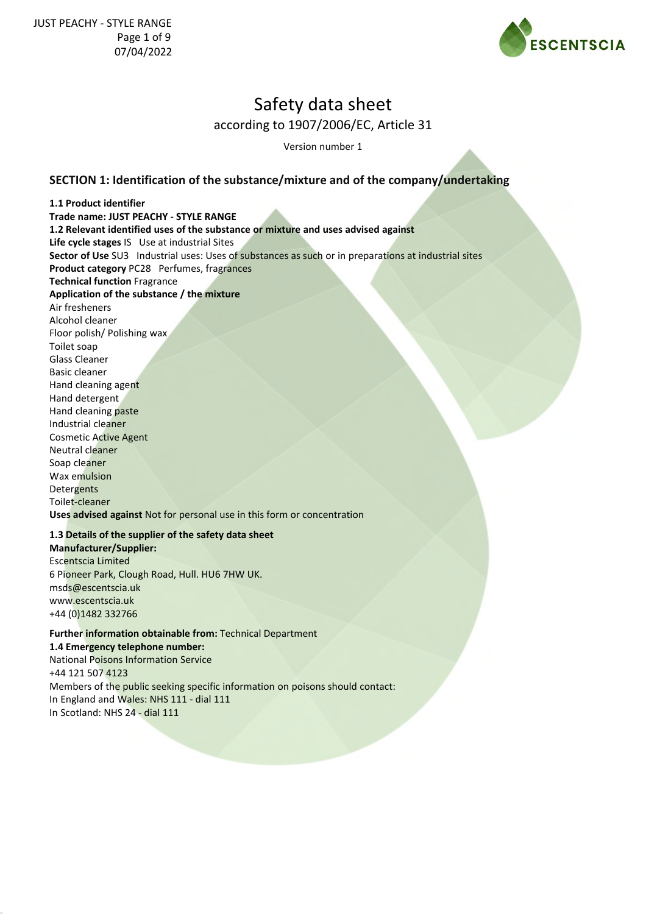# Safety data sheet

according to 1907/2006/EC, Article 31

Version number 1

## SECTION 1: Identification of the substance/mixture and of the company/undertaking

**1.1 Product identifier**

**Trade name: JUST PEACHY - STYLE RANGE**

**1.2 Relevant identified uses of the substance or mixture and uses advised against**

**Life cycle stages** IS Use at industrial Sites

**Sector of Use** SU3 Industrial uses: Uses of substances as such or in preparations at industrial sites

**Product category** PC28 Perfumes, fragrances

**Technical function** Fragrance

**Application of the substance / the mixture**

Air fresheners
Alcohol cleaner
Floor polish/ Polishing wax
Toilet soap
Glass Cleaner
Basic cleaner
Hand cleaning agent
Hand detergent
Hand cleaning paste
Industrial cleaner
Cosmetic Active Agent
Neutral cleaner
Soap cleaner
Wax emulsion
Detergents
Toilet-cleaner

**Uses advised against** Not for personal use in this form or concentration

**1.3 Details of the supplier of the safety data sheet**

**Manufacturer/Supplier:**

Escentscia Limited
6 Pioneer Park, Clough Road, Hull. HU6 7HW UK.
msds@escentscia.uk
www.escentscia.uk
+44 (0)1482 332766

**Further information obtainable from:** Technical Department

**1.4 Emergency telephone number:**

National Poisons Information Service
+44 121 507 4123
Members of the public seeking specific information on poisons should contact:
In England and Wales: NHS 111 - dial 111
In Scotland: NHS 24 - dial 111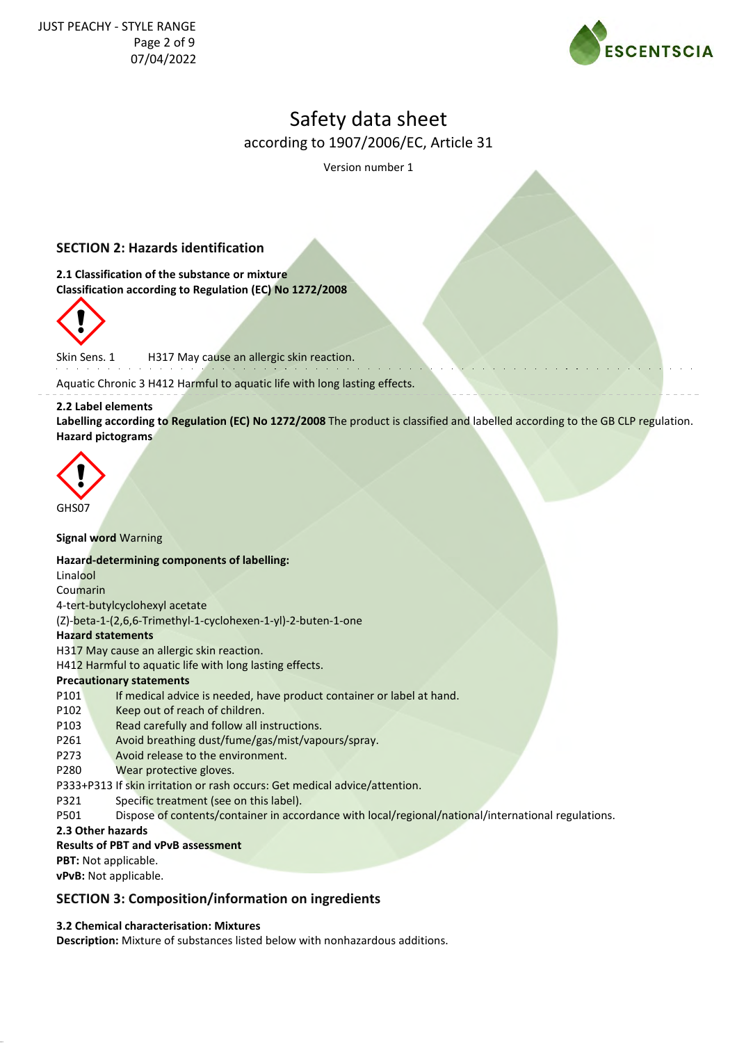## SECTION 2: Hazards identification

**2.1 Classification of the substance or mixture**
**Classification according to Regulation (EC) No 1272/2008**

Skin Sens. 1 H317 May cause an allergic skin reaction.

Aquatic Chronic 3 H412 Harmful to aquatic life with long lasting effects.

**2.2 Label elements**
**Labelling according to Regulation (EC) No 1272/2008** The product is classified and labelled according to the GB CLP regulation.
**Hazard pictograms**

GHS07

**Signal word** Warning

**Hazard-determining components of labelling:**
Linalool
Coumarin
4-tert-butylcyclohexyl acetate
(Z)-beta-1-(2,6,6-Trimethyl-1-cyclohexen-1-yl)-2-buten-1-one

**Hazard statements**
H317 May cause an allergic skin reaction.
H412 Harmful to aquatic life with long lasting effects.

**Precautionary statements**
P101 If medical advice is needed, have product container or label at hand.
P102 Keep out of reach of children.
P103 Read carefully and follow all instructions.
P261 Avoid breathing dust/fume/gas/mist/vapours/spray.
P273 Avoid release to the environment.
P280 Wear protective gloves.
P333+P313 If skin irritation or rash occurs: Get medical advice/attention.
P321 Specific treatment (see on this label).
P501 Dispose of contents/container in accordance with local/regional/national/international regulations.

**2.3 Other hazards**
**Results of PBT and vPvB assessment**
**PBT:** Not applicable.
**vPvB:** Not applicable.

## SECTION 3: Composition/information on ingredients

**3.2 Chemical characterisation: Mixtures**
**Description:** Mixture of substances listed below with nonhazardous additions.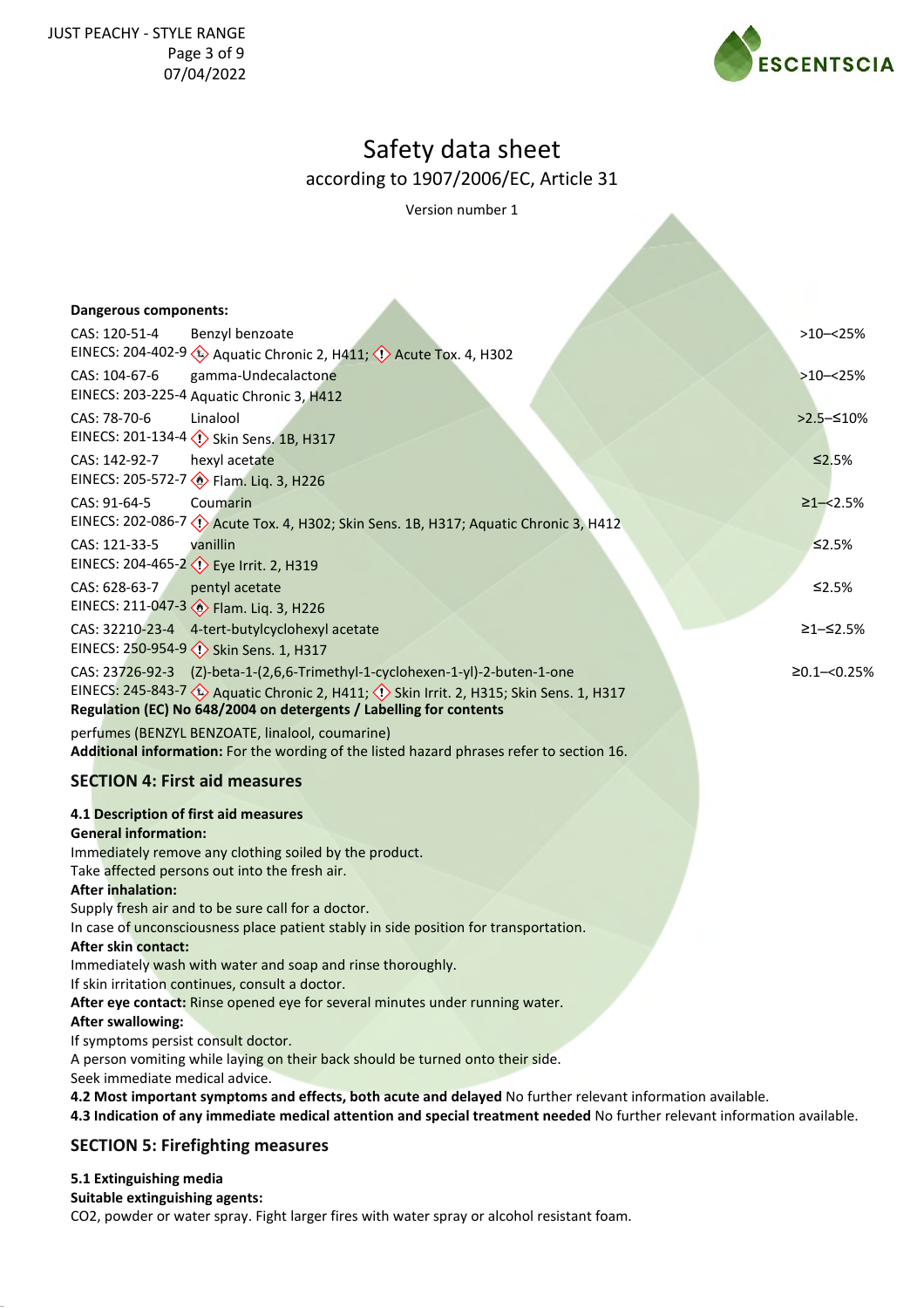**Dangerous components:**

| | | |
|---|---|---|
| CAS: 120-51-4<br>EINECS: 204-402-9 | Benzyl benzoate<br>Aquatic Chronic 2, H411; Acute Tox. 4, H302 | >10–<25% |
| CAS: 104-67-6<br>EINECS: 203-225-4 | gamma-Undecalactone<br>Aquatic Chronic 3, H412 | >10–<25% |
| CAS: 78-70-6<br>EINECS: 201-134-4 | Linalool<br>Skin Sens. 1B, H317 | >2.5–≤10% |
| CAS: 142-92-7<br>EINECS: 205-572-7 | hexyl acetate<br>Flam. Liq. 3, H226 | ≤2.5% |
| CAS: 91-64-5<br>EINECS: 202-086-7 | Coumarin<br>Acute Tox. 4, H302; Skin Sens. 1B, H317; Aquatic Chronic 3, H412 | ≥1–<2.5% |
| CAS: 121-33-5<br>EINECS: 204-465-2 | vanillin<br>Eye Irrit. 2, H319 | ≤2.5% |
| CAS: 628-63-7<br>EINECS: 211-047-3 | pentyl acetate<br>Flam. Liq. 3, H226 | ≤2.5% |
| CAS: 32210-23-4<br>EINECS: 250-954-9 | 4-tert-butylcyclohexyl acetate<br>Skin Sens. 1, H317 | ≥1–≤2.5% |
| CAS: 23726-92-3<br>EINECS: 245-843-7 | (Z)-beta-1-(2,6,6-Trimethyl-1-cyclohexen-1-yl)-2-buten-1-one<br>Aquatic Chronic 2, H411; Skin Irrit. 2, H315; Skin Sens. 1, H317 | ≥0.1–<0.25% |

**Regulation (EC) No 648/2004 on detergents / Labelling for contents**

perfumes (BENZYL BENZOATE, linalool, coumarine)

**Additional information:** For the wording of the listed hazard phrases refer to section 16.

## SECTION 4: First aid measures

**4.1 Description of first aid measures**

**General information:**

Immediately remove any clothing soiled by the product.
Take affected persons out into the fresh air.

**After inhalation:**

Supply fresh air and to be sure call for a doctor.
In case of unconsciousness place patient stably in side position for transportation.

**After skin contact:**

Immediately wash with water and soap and rinse thoroughly.
If skin irritation continues, consult a doctor.

**After eye contact:** Rinse opened eye for several minutes under running water.

**After swallowing:**

If symptoms persist consult doctor.
A person vomiting while laying on their back should be turned onto their side.
Seek immediate medical advice.

**4.2 Most important symptoms and effects, both acute and delayed** No further relevant information available.

**4.3 Indication of any immediate medical attention and special treatment needed** No further relevant information available.

## SECTION 5: Firefighting measures

**5.1 Extinguishing media**

**Suitable extinguishing agents:**

CO2, powder or water spray. Fight larger fires with water spray or alcohol resistant foam.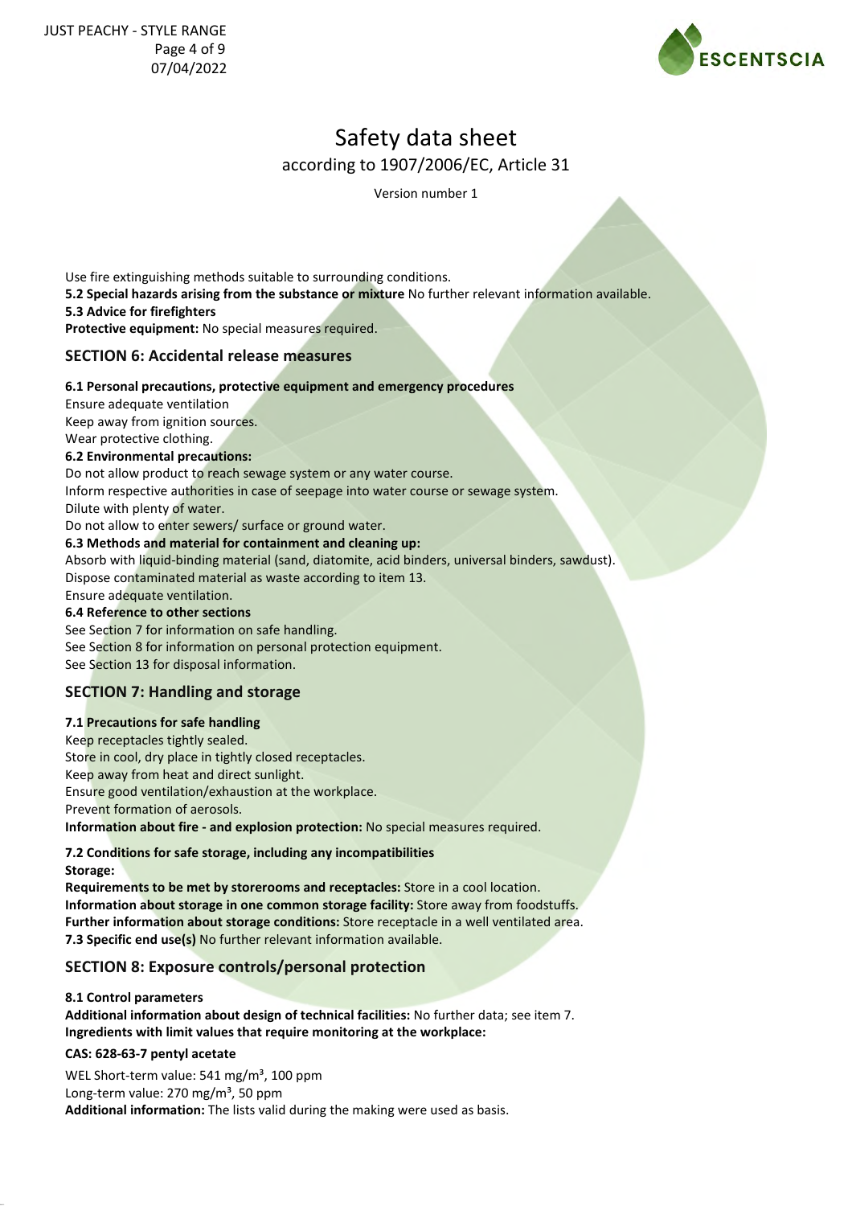Use fire extinguishing methods suitable to surrounding conditions.
**5.2 Special hazards arising from the substance or mixture** No further relevant information available.
**5.3 Advice for firefighters**
**Protective equipment:** No special measures required.

## SECTION 6: Accidental release measures

**6.1 Personal precautions, protective equipment and emergency procedures**
Ensure adequate ventilation
Keep away from ignition sources.
Wear protective clothing.
**6.2 Environmental precautions:**
Do not allow product to reach sewage system or any water course.
Inform respective authorities in case of seepage into water course or sewage system.
Dilute with plenty of water.
Do not allow to enter sewers/ surface or ground water.
**6.3 Methods and material for containment and cleaning up:**
Absorb with liquid-binding material (sand, diatomite, acid binders, universal binders, sawdust).
Dispose contaminated material as waste according to item 13.
Ensure adequate ventilation.
**6.4 Reference to other sections**
See Section 7 for information on safe handling.
See Section 8 for information on personal protection equipment.
See Section 13 for disposal information.

## SECTION 7: Handling and storage

**7.1 Precautions for safe handling**
Keep receptacles tightly sealed.
Store in cool, dry place in tightly closed receptacles.
Keep away from heat and direct sunlight.
Ensure good ventilation/exhaustion at the workplace.
Prevent formation of aerosols.
**Information about fire - and explosion protection:** No special measures required.

**7.2 Conditions for safe storage, including any incompatibilities**
**Storage:**
**Requirements to be met by storerooms and receptacles:** Store in a cool location.
**Information about storage in one common storage facility:** Store away from foodstuffs.
**Further information about storage conditions:** Store receptacle in a well ventilated area.
**7.3 Specific end use(s)** No further relevant information available.

## SECTION 8: Exposure controls/personal protection

**8.1 Control parameters**
**Additional information about design of technical facilities:** No further data; see item 7.
**Ingredients with limit values that require monitoring at the workplace:**

**CAS: 628-63-7 pentyl acetate**

WEL Short-term value: 541 mg/m³, 100 ppm
Long-term value: 270 mg/m³, 50 ppm
**Additional information:** The lists valid during the making were used as basis.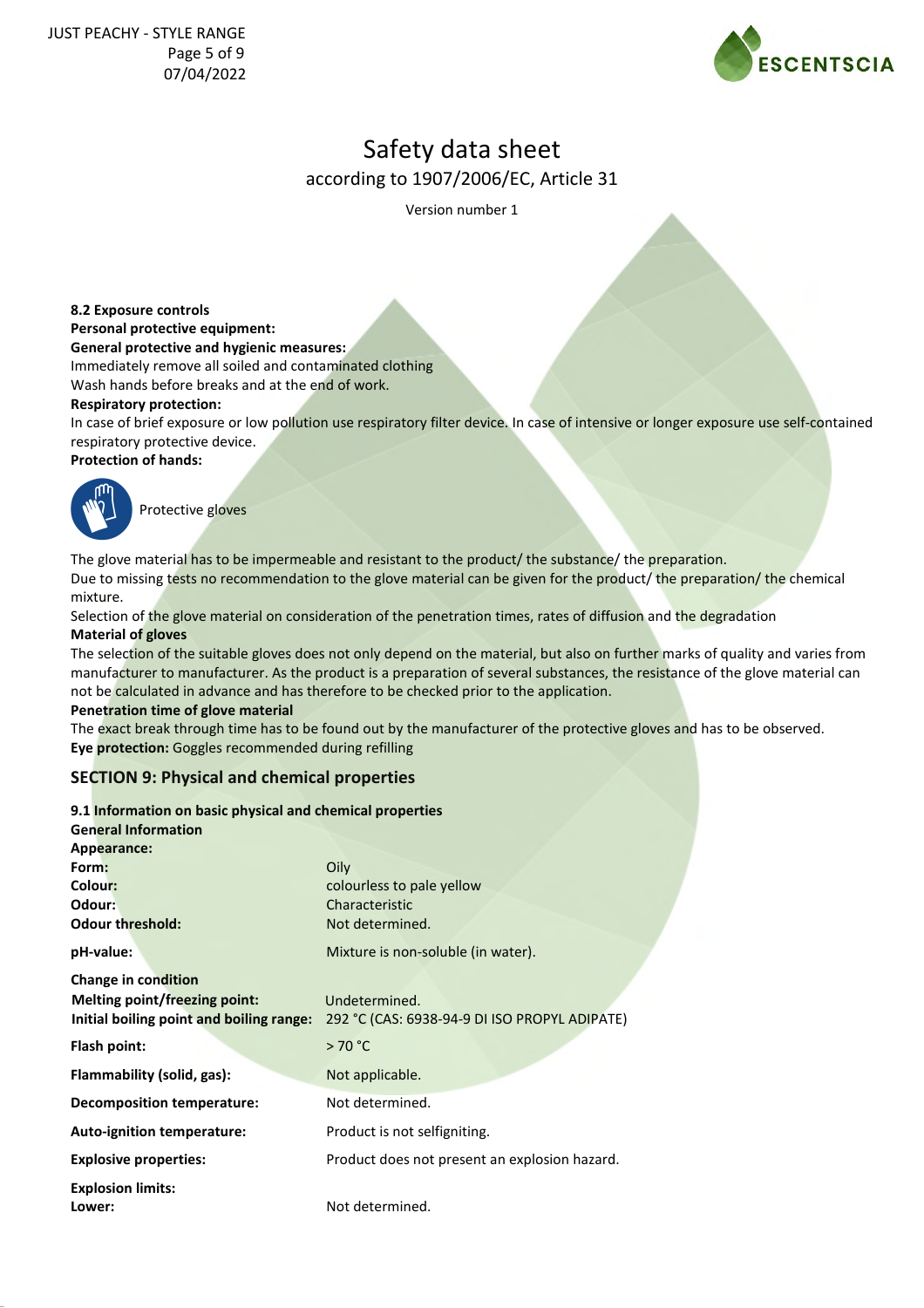# Safety data sheet

according to 1907/2006/EC, Article 31

Version number 1

**8.2 Exposure controls**

**Personal protective equipment:**

**General protective and hygienic measures:**

Immediately remove all soiled and contaminated clothing

Wash hands before breaks and at the end of work.

**Respiratory protection:**

In case of brief exposure or low pollution use respiratory filter device. In case of intensive or longer exposure use self-contained respiratory protective device.

**Protection of hands:**

Protective gloves

The glove material has to be impermeable and resistant to the product/ the substance/ the preparation.

Due to missing tests no recommendation to the glove material can be given for the product/ the preparation/ the chemical mixture.

Selection of the glove material on consideration of the penetration times, rates of diffusion and the degradation

**Material of gloves**

The selection of the suitable gloves does not only depend on the material, but also on further marks of quality and varies from manufacturer to manufacturer. As the product is a preparation of several substances, the resistance of the glove material can not be calculated in advance and has therefore to be checked prior to the application.

**Penetration time of glove material**

The exact break through time has to be found out by the manufacturer of the protective gloves and has to be observed.

**Eye protection:** Goggles recommended during refilling

## SECTION 9: Physical and chemical properties

**9.1 Information on basic physical and chemical properties**

**General Information**

**Appearance:**

| | |
|---|---|
| **Form:** | Oily |
| **Colour:** | colourless to pale yellow |
| **Odour:** | Characteristic |
| **Odour threshold:** | Not determined. |
| **pH-value:** | Mixture is non-soluble (in water). |
| **Change in condition** | |
| **Melting point/freezing point:** | Undetermined. |
| **Initial boiling point and boiling range:** | 292 °C (CAS: 6938-94-9 DI ISO PROPYL ADIPATE) |
| **Flash point:** | > 70 °C |
| **Flammability (solid, gas):** | Not applicable. |
| **Decomposition temperature:** | Not determined. |
| **Auto-ignition temperature:** | Product is not selfigniting. |
| **Explosive properties:** | Product does not present an explosion hazard. |
| **Explosion limits:** | |
| **Lower:** | Not determined. |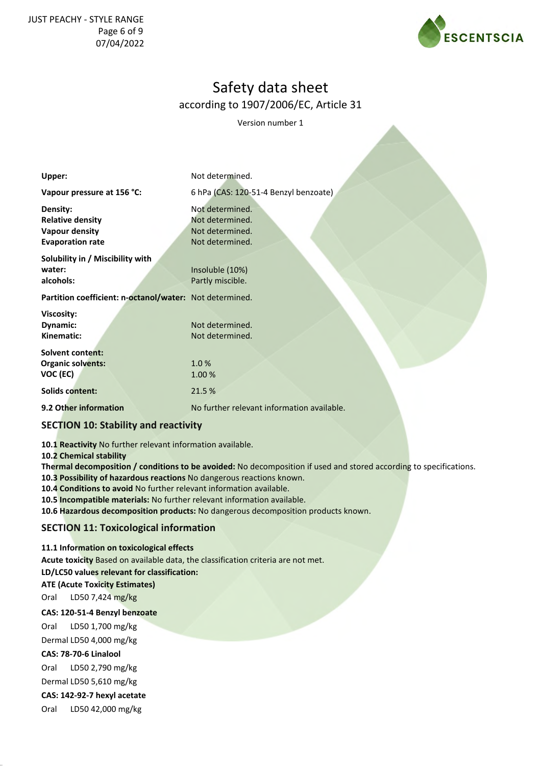# Safety data sheet

according to 1907/2006/EC, Article 31

Version number 1

| | |
|---|---|
| **Upper:** | Not determined. |
| **Vapour pressure at 156 °C:** | 6 hPa (CAS: 120-51-4 Benzyl benzoate) |
| **Density:** | Not determined. |
| **Relative density** | Not determined. |
| **Vapour density** | Not determined. |
| **Evaporation rate** | Not determined. |
| **Solubility in / Miscibility with** | |
| **water:** | Insoluble (10%) |
| **alcohols:** | Partly miscible. |
| **Partition coefficient: n-octanol/water:** | Not determined. |
| **Viscosity:** | |
| **Dynamic:** | Not determined. |
| **Kinematic:** | Not determined. |
| **Solvent content:** | |
| **Organic solvents:** | 1.0 % |
| **VOC (EC)** | 1.00 % |
| **Solids content:** | 21.5 % |
| **9.2 Other information** | No further relevant information available. |

## SECTION 10: Stability and reactivity

**10.1 Reactivity** No further relevant information available.
**10.2 Chemical stability**
**Thermal decomposition / conditions to be avoided:** No decomposition if used and stored according to specifications.
**10.3 Possibility of hazardous reactions** No dangerous reactions known.
**10.4 Conditions to avoid** No further relevant information available.
**10.5 Incompatible materials:** No further relevant information available.
**10.6 Hazardous decomposition products:** No dangerous decomposition products known.

## SECTION 11: Toxicological information

**11.1 Information on toxicological effects**
**Acute toxicity** Based on available data, the classification criteria are not met.
**LD/LC50 values relevant for classification:**
**ATE (Acute Toxicity Estimates)**

Oral LD50 7,424 mg/kg

**CAS: 120-51-4 Benzyl benzoate**

Oral LD50 1,700 mg/kg

Dermal LD50 4,000 mg/kg

**CAS: 78-70-6 Linalool**

Oral LD50 2,790 mg/kg

Dermal LD50 5,610 mg/kg

**CAS: 142-92-7 hexyl acetate**

Oral LD50 42,000 mg/kg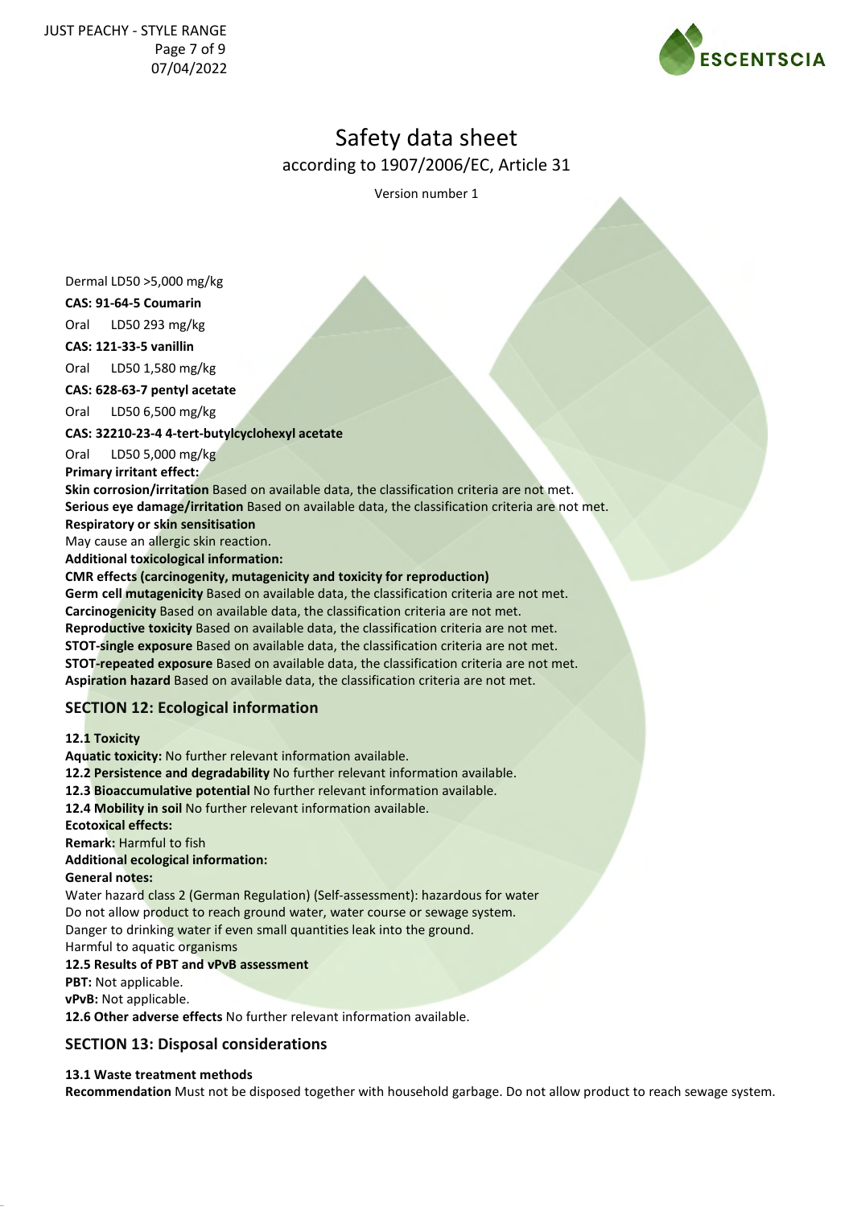Dermal LD50 >5,000 mg/kg

**CAS: 91-64-5 Coumarin**

Oral LD50 293 mg/kg

**CAS: 121-33-5 vanillin**

Oral LD50 1,580 mg/kg

**CAS: 628-63-7 pentyl acetate**

Oral LD50 6,500 mg/kg

**CAS: 32210-23-4 4-tert-butylcyclohexyl acetate**

Oral LD50 5,000 mg/kg

**Primary irritant effect:**

**Skin corrosion/irritation** Based on available data, the classification criteria are not met.

**Serious eye damage/irritation** Based on available data, the classification criteria are not met.

**Respiratory or skin sensitisation**

May cause an allergic skin reaction.

**Additional toxicological information:**

**CMR effects (carcinogenity, mutagenicity and toxicity for reproduction)**

**Germ cell mutagenicity** Based on available data, the classification criteria are not met.

**Carcinogenicity** Based on available data, the classification criteria are not met.

**Reproductive toxicity** Based on available data, the classification criteria are not met.

**STOT-single exposure** Based on available data, the classification criteria are not met.

**STOT-repeated exposure** Based on available data, the classification criteria are not met.

**Aspiration hazard** Based on available data, the classification criteria are not met.

## SECTION 12: Ecological information

**12.1 Toxicity**

**Aquatic toxicity:** No further relevant information available.

**12.2 Persistence and degradability** No further relevant information available.

**12.3 Bioaccumulative potential** No further relevant information available.

**12.4 Mobility in soil** No further relevant information available.

**Ecotoxical effects:**

**Remark:** Harmful to fish

**Additional ecological information:**

**General notes:**

Water hazard class 2 (German Regulation) (Self-assessment): hazardous for water

Do not allow product to reach ground water, water course or sewage system.

Danger to drinking water if even small quantities leak into the ground.

Harmful to aquatic organisms

**12.5 Results of PBT and vPvB assessment**

**PBT:** Not applicable.

**vPvB:** Not applicable.

**12.6 Other adverse effects** No further relevant information available.

## SECTION 13: Disposal considerations

**13.1 Waste treatment methods**

**Recommendation** Must not be disposed together with household garbage. Do not allow product to reach sewage system.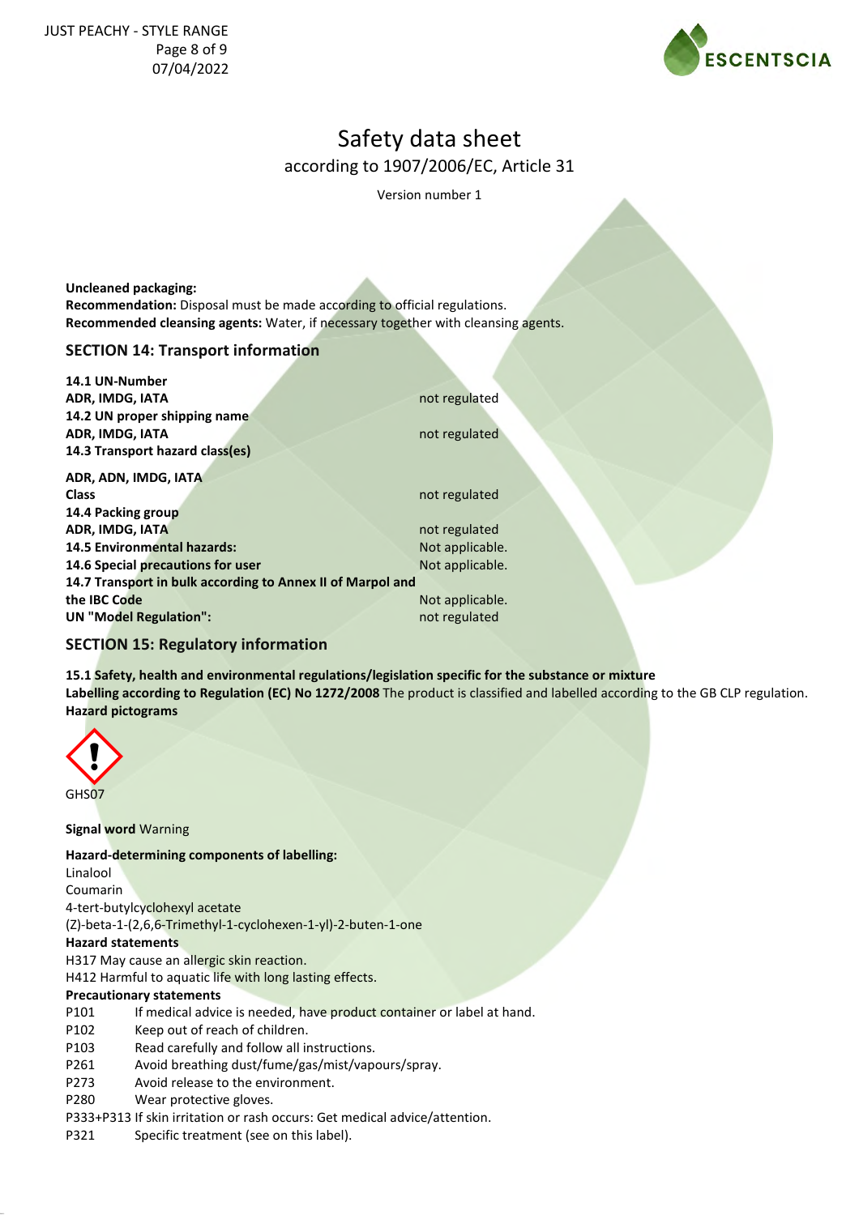**Uncleaned packaging:**
**Recommendation:** Disposal must be made according to official regulations.
**Recommended cleansing agents:** Water, if necessary together with cleansing agents.

## SECTION 14: Transport information

| | |
|---|---|
| **14.1 UN-Number** | |
| **ADR, IMDG, IATA** | not regulated |
| **14.2 UN proper shipping name** | |
| **ADR, IMDG, IATA** | not regulated |
| **14.3 Transport hazard class(es)** | |
| **ADR, ADN, IMDG, IATA** | |
| **Class** | not regulated |
| **14.4 Packing group** | |
| **ADR, IMDG, IATA** | not regulated |
| **14.5 Environmental hazards:** | Not applicable. |
| **14.6 Special precautions for user** | Not applicable. |
| **14.7 Transport in bulk according to Annex II of Marpol and the IBC Code** | Not applicable. |
| **UN "Model Regulation":** | not regulated |

## SECTION 15: Regulatory information

**15.1 Safety, health and environmental regulations/legislation specific for the substance or mixture**
**Labelling according to Regulation (EC) No 1272/2008** The product is classified and labelled according to the GB CLP regulation.
**Hazard pictograms**

GHS07

**Signal word** Warning

**Hazard-determining components of labelling:**
Linalool
Coumarin
4-tert-butylcyclohexyl acetate
(Z)-beta-1-(2,6,6-Trimethyl-1-cyclohexen-1-yl)-2-buten-1-one
**Hazard statements**
H317 May cause an allergic skin reaction.
H412 Harmful to aquatic life with long lasting effects.
**Precautionary statements**
P101 If medical advice is needed, have product container or label at hand.
P102 Keep out of reach of children.
P103 Read carefully and follow all instructions.
P261 Avoid breathing dust/fume/gas/mist/vapours/spray.
P273 Avoid release to the environment.
P280 Wear protective gloves.
P333+P313 If skin irritation or rash occurs: Get medical advice/attention.
P321 Specific treatment (see on this label).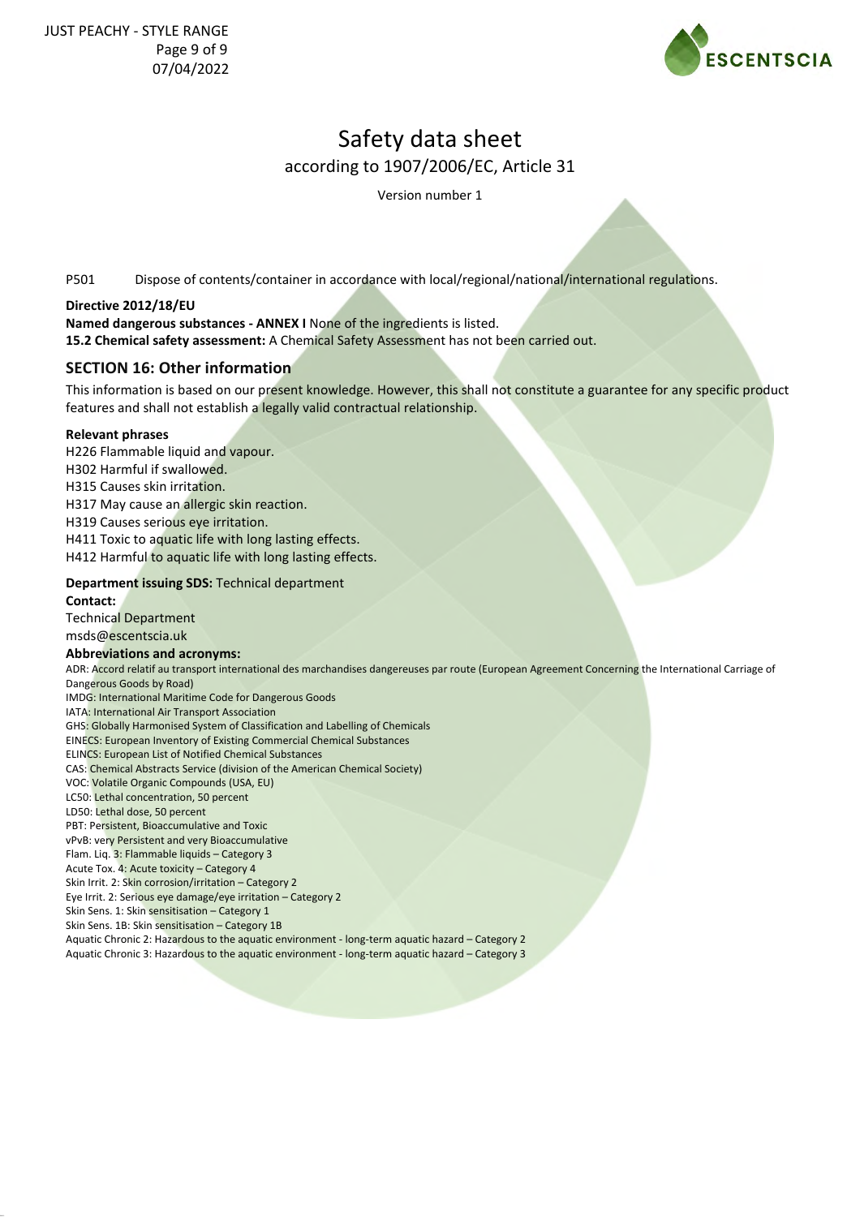# Safety data sheet

according to 1907/2006/EC, Article 31

Version number 1

P501 Dispose of contents/container in accordance with local/regional/national/international regulations.

**Directive 2012/18/EU**

**Named dangerous substances - ANNEX I** None of the ingredients is listed.

**15.2 Chemical safety assessment:** A Chemical Safety Assessment has not been carried out.

## SECTION 16: Other information

This information is based on our present knowledge. However, this shall not constitute a guarantee for any specific product features and shall not establish a legally valid contractual relationship.

**Relevant phrases**

H226 Flammable liquid and vapour.
H302 Harmful if swallowed.
H315 Causes skin irritation.
H317 May cause an allergic skin reaction.
H319 Causes serious eye irritation.
H411 Toxic to aquatic life with long lasting effects.
H412 Harmful to aquatic life with long lasting effects.

**Department issuing SDS:** Technical department

**Contact:**

Technical Department
msds@escentscia.uk

**Abbreviations and acronyms:**

ADR: Accord relatif au transport international des marchandises dangereuses par route (European Agreement Concerning the International Carriage of Dangerous Goods by Road)
IMDG: International Maritime Code for Dangerous Goods
IATA: International Air Transport Association
GHS: Globally Harmonised System of Classification and Labelling of Chemicals
EINECS: European Inventory of Existing Commercial Chemical Substances
ELINCS: European List of Notified Chemical Substances
CAS: Chemical Abstracts Service (division of the American Chemical Society)
VOC: Volatile Organic Compounds (USA, EU)
LC50: Lethal concentration, 50 percent
LD50: Lethal dose, 50 percent
PBT: Persistent, Bioaccumulative and Toxic
vPvB: very Persistent and very Bioaccumulative
Flam. Liq. 3: Flammable liquids – Category 3
Acute Tox. 4: Acute toxicity – Category 4
Skin Irrit. 2: Skin corrosion/irritation – Category 2
Eye Irrit. 2: Serious eye damage/eye irritation – Category 2
Skin Sens. 1: Skin sensitisation – Category 1
Skin Sens. 1B: Skin sensitisation – Category 1B
Aquatic Chronic 2: Hazardous to the aquatic environment - long-term aquatic hazard – Category 2
Aquatic Chronic 3: Hazardous to the aquatic environment - long-term aquatic hazard – Category 3